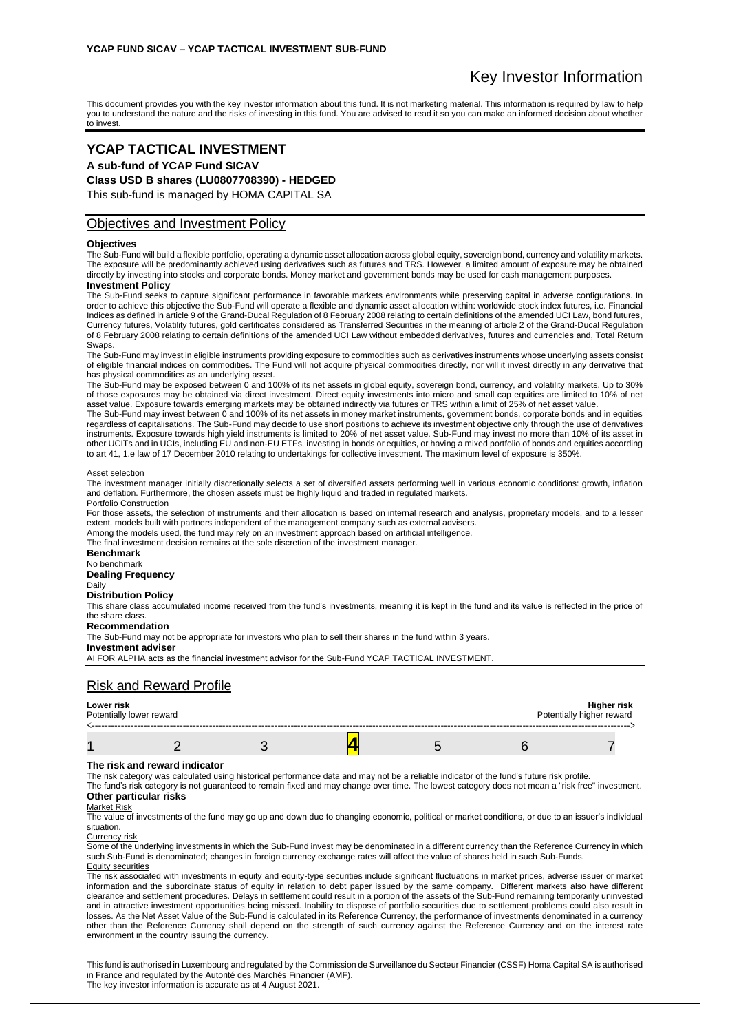**YCAP FUND SICAV – YCAP TACTICAL INVESTMENT SUB-FUND**

# Key Investor Information

This document provides you with the key investor information about this fund. It is not marketing material. This information is required by law to help you to understand the nature and the risks of investing in this fund. You are advised to read it so you can make an informed decision about whether to invest.

## YCAP TACTICAL INVESTMENT

**A sub-fund of YCAP Fund SICAV**

**Class USD B shares (LU0807708390) - HEDGED**

This sub-fund is managed by HOMA CAPITAL SA

## Objectives and Investment Policy

**Objectives**

The Sub-Fund will build a flexible portfolio, operating a dynamic asset allocation across global equity, sovereign bond, currency and volatility markets. The exposure will be predominantly achieved using derivatives such as futures and TRS. However, a limited amount of exposure may be obtained directly by investing into stocks and corporate bonds. Money market and government bonds may be used for cash management purposes.

**Investment Policy**

The Sub-Fund seeks to capture significant performance in favorable markets environments while preserving capital in adverse configurations. In order to achieve this objective the Sub-Fund will operate a flexible and dynamic asset allocation within: worldwide stock index futures, i.e. Financial Indices as defined in article 9 of the Grand-Ducal Regulation of 8 February 2008 relating to certain definitions of the amended UCI Law, bond futures, Currency futures, Volatility futures, gold certificates considered as Transferred Securities in the meaning of article 2 of the Grand-Ducal Regulation of 8 February 2008 relating to certain definitions of the amended UCI Law without embedded derivatives, futures and currencies and, Total Return Swaps.

The Sub-Fund may invest in eligible instruments providing exposure to commodities such as derivatives instruments whose underlying assets consist of eligible financial indices on commodities. The Fund will not acquire physical commodities directly, nor will it invest directly in any derivative that has physical commodities as an underlying asset.

The Sub-Fund may be exposed between 0 and 100% of its net assets in global equity, sovereign bond, currency, and volatility markets. Up to 30% of those exposures may be obtained via direct investment. Direct equity investments into micro and small cap equities are limited to 10% of net asset value. Exposure towards emerging markets may be obtained indirectly via futures or TRS within a limit of 25% of net asset value.

The Sub-Fund may invest between 0 and 100% of its net assets in money market instruments, government bonds, corporate bonds and in equities regardless of capitalisations. The Sub-Fund may decide to use short positions to achieve its investment objective only through the use of derivatives instruments. Exposure towards high yield instruments is limited to 20% of net asset value. Sub-Fund may invest no more than 10% of its asset in other UCITs and in UCIs, including EU and non-EU ETFs, investing in bonds or equities, or having a mixed portfolio of bonds and equities according to art 41, 1.e law of 17 December 2010 relating to undertakings for collective investment. The maximum level of exposure is 350%.

Asset selection

The investment manager initially discretionally selects a set of diversified assets performing well in various economic conditions: growth, inflation and deflation. Furthermore, the chosen assets must be highly liquid and traded in regulated markets.

Portfolio Construction

For those assets, the selection of instruments and their allocation is based on internal research and analysis, proprietary models, and to a lesser extent, models built with partners independent of the management company such as external advisers.

Among the models used, the fund may rely on an investment approach based on artificial intelligence.

The final investment decision remains at the sole discretion of the investment manager.

**Benchmark**

No benchmark

**Dealing Frequency**

Daily

**Distribution Policy**

This share class accumulated income received from the fund's investments, meaning it is kept in the fund and its value is reflected in the price of the share class.

**Recommendation**

The Sub-Fund may not be appropriate for investors who plan to sell their shares in the fund within 3 years.

**Investment adviser**

AI FOR ALPHA acts as the financial investment advisor for the Sub-Fund YCAP TACTICAL INVESTMENT.

## Risk and Reward Profile

| **Lower risk**<br>Potentially lower reward | | | | | | **Higher risk**<br>Potentially higher reward |
|---|---|---|---|---|---|---|
| 1 | 2 | 3 | **4** | 5 | 6 | 7 |

**The risk and reward indicator**

The risk category was calculated using historical performance data and may not be a reliable indicator of the fund's future risk profile.

The fund's risk category is not guaranteed to remain fixed and may change over time. The lowest category does not mean a "risk free" investment.

**Other particular risks**

Market Risk

The value of investments of the fund may go up and down due to changing economic, political or market conditions, or due to an issuer's individual situation.

Currency risk

Some of the underlying investments in which the Sub-Fund invest may be denominated in a different currency than the Reference Currency in which such Sub-Fund is denominated; changes in foreign currency exchange rates will affect the value of shares held in such Sub-Funds.

Equity securities

The risk associated with investments in equity and equity-type securities include significant fluctuations in market prices, adverse issuer or market information and the subordinate status of equity in relation to debt paper issued by the same company. Different markets also have different clearance and settlement procedures. Delays in settlement could result in a portion of the assets of the Sub-Fund remaining temporarily uninvested and in attractive investment opportunities being missed. Inability to dispose of portfolio securities due to settlement problems could also result in losses. As the Net Asset Value of the Sub-Fund is calculated in its Reference Currency, the performance of investments denominated in a currency other than the Reference Currency shall depend on the strength of such currency against the Reference Currency and on the interest rate environment in the country issuing the currency.

This fund is authorised in Luxembourg and regulated by the Commission de Surveillance du Secteur Financier (CSSF) Homa Capital SA is authorised in France and regulated by the Autorité des Marchés Financier (AMF).

The key investor information is accurate as at 4 August 2021.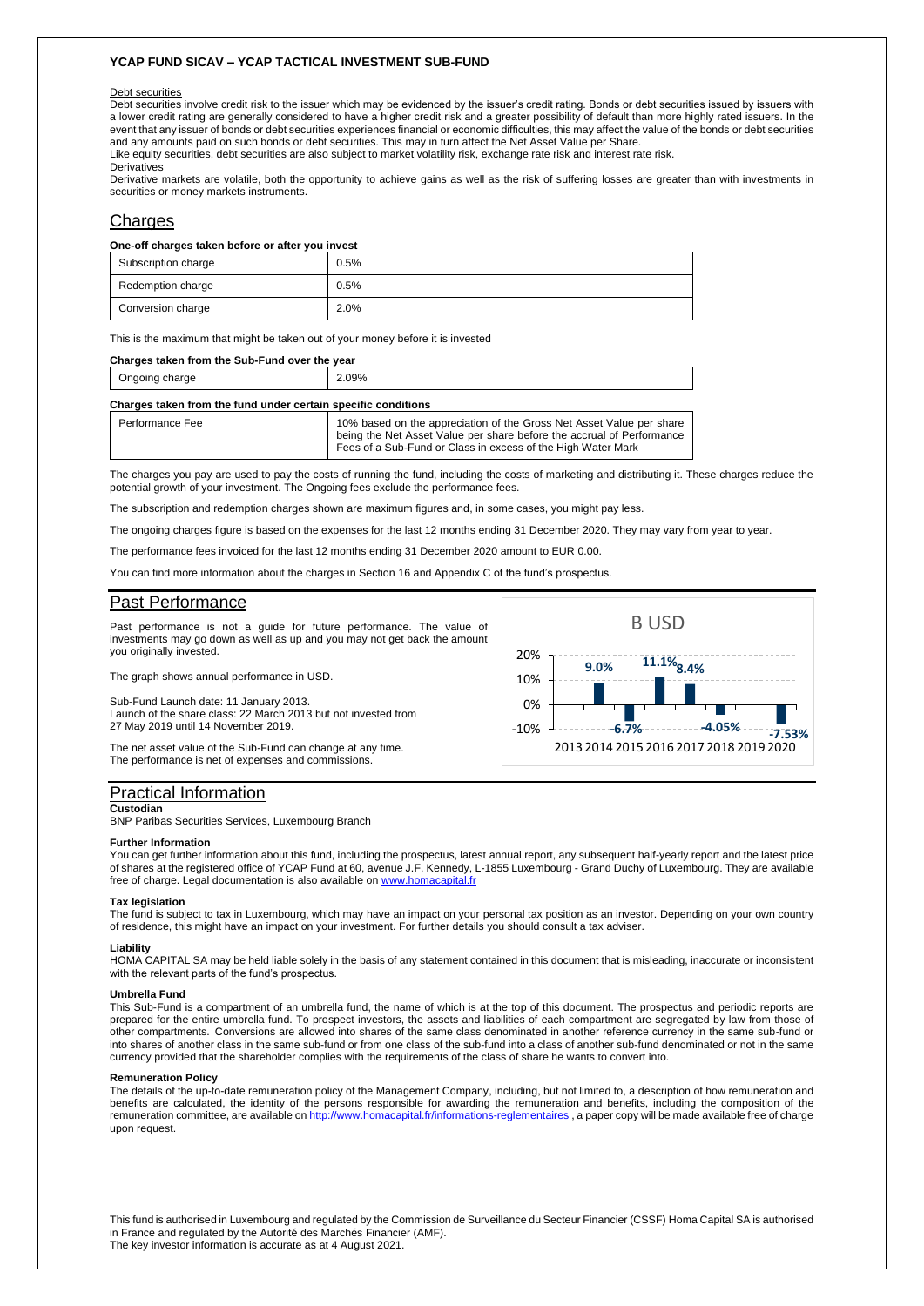**YCAP FUND SICAV – YCAP TACTICAL INVESTMENT SUB-FUND**

Debt securities

Debt securities involve credit risk to the issuer which may be evidenced by the issuer's credit rating. Bonds or debt securities issued by issuers with a lower credit rating are generally considered to have a higher credit risk and a greater possibility of default than more highly rated issuers. In the event that any issuer of bonds or debt securities experiences financial or economic difficulties, this may affect the value of the bonds or debt securities and any amounts paid on such bonds or debt securities. This may in turn affect the Net Asset Value per Share.

Like equity securities, debt securities are also subject to market volatility risk, exchange rate risk and interest rate risk.

Derivatives

Derivative markets are volatile, both the opportunity to achieve gains as well as the risk of suffering losses are greater than with investments in securities or money markets instruments.

## Charges

**One-off charges taken before or after you invest**

| | |
|---|---|
| Subscription charge | 0.5% |
| Redemption charge | 0.5% |
| Conversion charge | 2.0% |

This is the maximum that might be taken out of your money before it is invested

**Charges taken from the Sub-Fund over the year**

| | |
|---|---|
| Ongoing charge | 2.09% |

**Charges taken from the fund under certain specific conditions**

| | |
|---|---|
| Performance Fee | 10% based on the appreciation of the Gross Net Asset Value per share being the Net Asset Value per share before the accrual of Performance Fees of a Sub-Fund or Class in excess of the High Water Mark |

The charges you pay are used to pay the costs of running the fund, including the costs of marketing and distributing it. These charges reduce the potential growth of your investment. The Ongoing fees exclude the performance fees.

The subscription and redemption charges shown are maximum figures and, in some cases, you might pay less.

The ongoing charges figure is based on the expenses for the last 12 months ending 31 December 2020. They may vary from year to year.

The performance fees invoiced for the last 12 months ending 31 December 2020 amount to EUR 0.00.

You can find more information about the charges in Section 16 and Appendix C of the fund's prospectus.

## Past Performance

Past performance is not a guide for future performance. The value of investments may go down as well as up and you may not get back the amount you originally invested.

The graph shows annual performance in USD.

Sub-Fund Launch date: 11 January 2013.
Launch of the share class: 22 March 2013 but not invested from 27 May 2019 until 14 November 2019.

The net asset value of the Sub-Fund can change at any time.
The performance is net of expenses and commissions.

B USD

20%
10%
0%
-10%

9.0%
-6.7%
11.1%
8.4%
-4.05%
-7.53%

2013 2014 2015 2016 2017 2018 2019 2020

## Practical Information

**Custodian**

BNP Paribas Securities Services, Luxembourg Branch

**Further Information**

You can get further information about this fund, including the prospectus, latest annual report, any subsequent half-yearly report and the latest price of shares at the registered office of YCAP Fund at 60, avenue J.F. Kennedy, L-1855 Luxembourg - Grand Duchy of Luxembourg. They are available free of charge. Legal documentation is also available on www.homacapital.fr

**Tax legislation**

The fund is subject to tax in Luxembourg, which may have an impact on your personal tax position as an investor. Depending on your own country of residence, this might have an impact on your investment. For further details you should consult a tax adviser.

**Liability**

HOMA CAPITAL SA may be held liable solely in the basis of any statement contained in this document that is misleading, inaccurate or inconsistent with the relevant parts of the fund's prospectus.

**Umbrella Fund**

This Sub-Fund is a compartment of an umbrella fund, the name of which is at the top of this document. The prospectus and periodic reports are prepared for the entire umbrella fund. To prospect investors, the assets and liabilities of each compartment are segregated by law from those of other compartments. Conversions are allowed into shares of the same class denominated in another reference currency in the same sub-fund or into shares of another class in the same sub-fund or from one class of the sub-fund into a class of another sub-fund denominated or not in the same currency provided that the shareholder complies with the requirements of the class of share he wants to convert into.

**Remuneration Policy**

The details of the up-to-date remuneration policy of the Management Company, including, but not limited to, a description of how remuneration and benefits are calculated, the identity of the persons responsible for awarding the remuneration and benefits, including the composition of the remuneration committee, are available on http://www.homacapital.fr/informations-reglementaires , a paper copy will be made available free of charge upon request.

This fund is authorised in Luxembourg and regulated by the Commission de Surveillance du Secteur Financier (CSSF) Homa Capital SA is authorised in France and regulated by the Autorité des Marchés Financier (AMF).
The key investor information is accurate as at 4 August 2021.